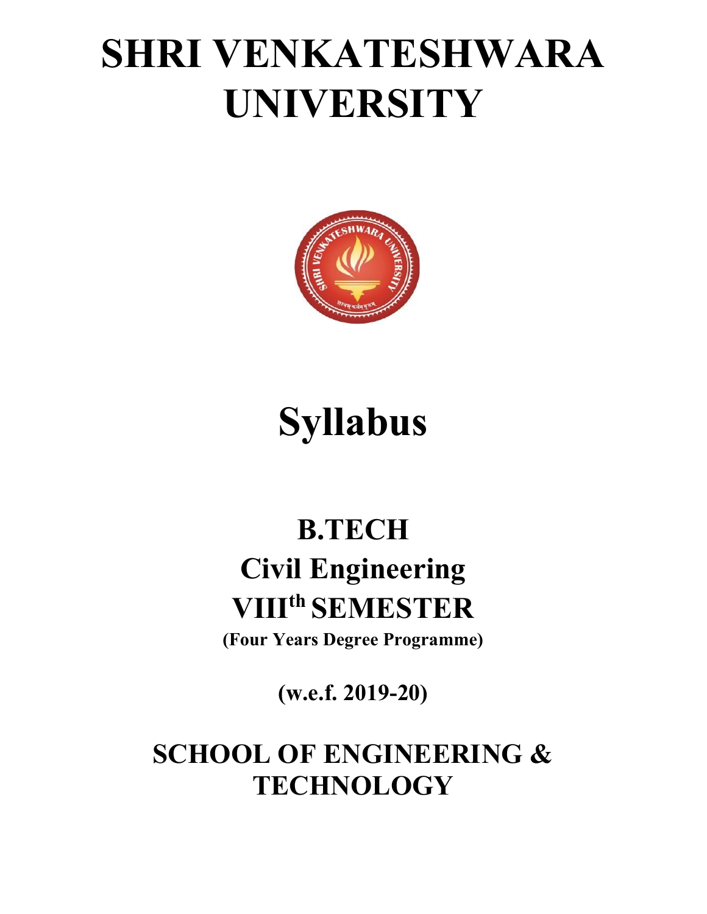# SHRI VENKATESHWARA UNIVERSITY

# Syllabus

## B.TECH

## Civil Engineering

## VIII$^{th}$ SEMESTER

**(Four Years Degree Programme)**

**(w.e.f. 2019-20)**

## SCHOOL OF ENGINEERING & TECHNOLOGY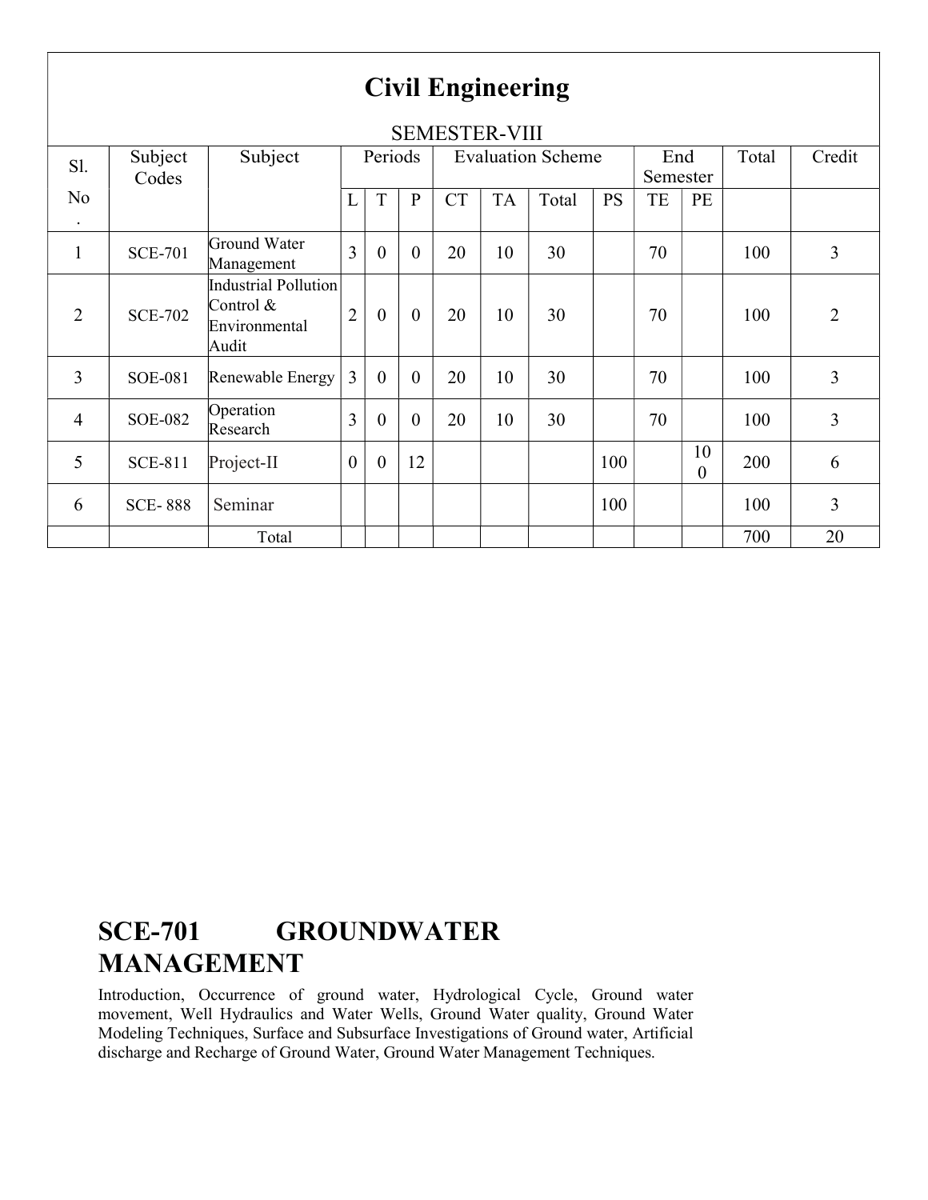# Civil Engineering

## SEMESTER-VIII

| Sl. No. | Subject Codes | Subject | Periods | | | Evaluation Scheme | | | | End Semester | | Total | Credit |
|---|---|---|---|---|---|---|---|---|---|---|---|---|---|
| | | | L | T | P | CT | TA | Total | PS | TE | PE | | |
| 1 | SCE-701 | Ground Water Management | 3 | 0 | 0 | 20 | 10 | 30 | | 70 | | 100 | 3 |
| 2 | SCE-702 | Industrial Pollution Control & Environmental Audit | 2 | 0 | 0 | 20 | 10 | 30 | | 70 | | 100 | 2 |
| 3 | SOE-081 | Renewable Energy | 3 | 0 | 0 | 20 | 10 | 30 | | 70 | | 100 | 3 |
| 4 | SOE-082 | Operation Research | 3 | 0 | 0 | 20 | 10 | 30 | | 70 | | 100 | 3 |
| 5 | SCE-811 | Project-II | 0 | 0 | 12 | | | | 100 | | 100 | 200 | 6 |
| 6 | SCE- 888 | Seminar | | | | | | | 100 | | | 100 | 3 |
| | | Total | | | | | | | | | | 700 | 20 |

## SCE-701 GROUNDWATER MANAGEMENT

Introduction, Occurrence of ground water, Hydrological Cycle, Ground water movement, Well Hydraulics and Water Wells, Ground Water quality, Ground Water Modeling Techniques, Surface and Subsurface Investigations of Ground water, Artificial discharge and Recharge of Ground Water, Ground Water Management Techniques.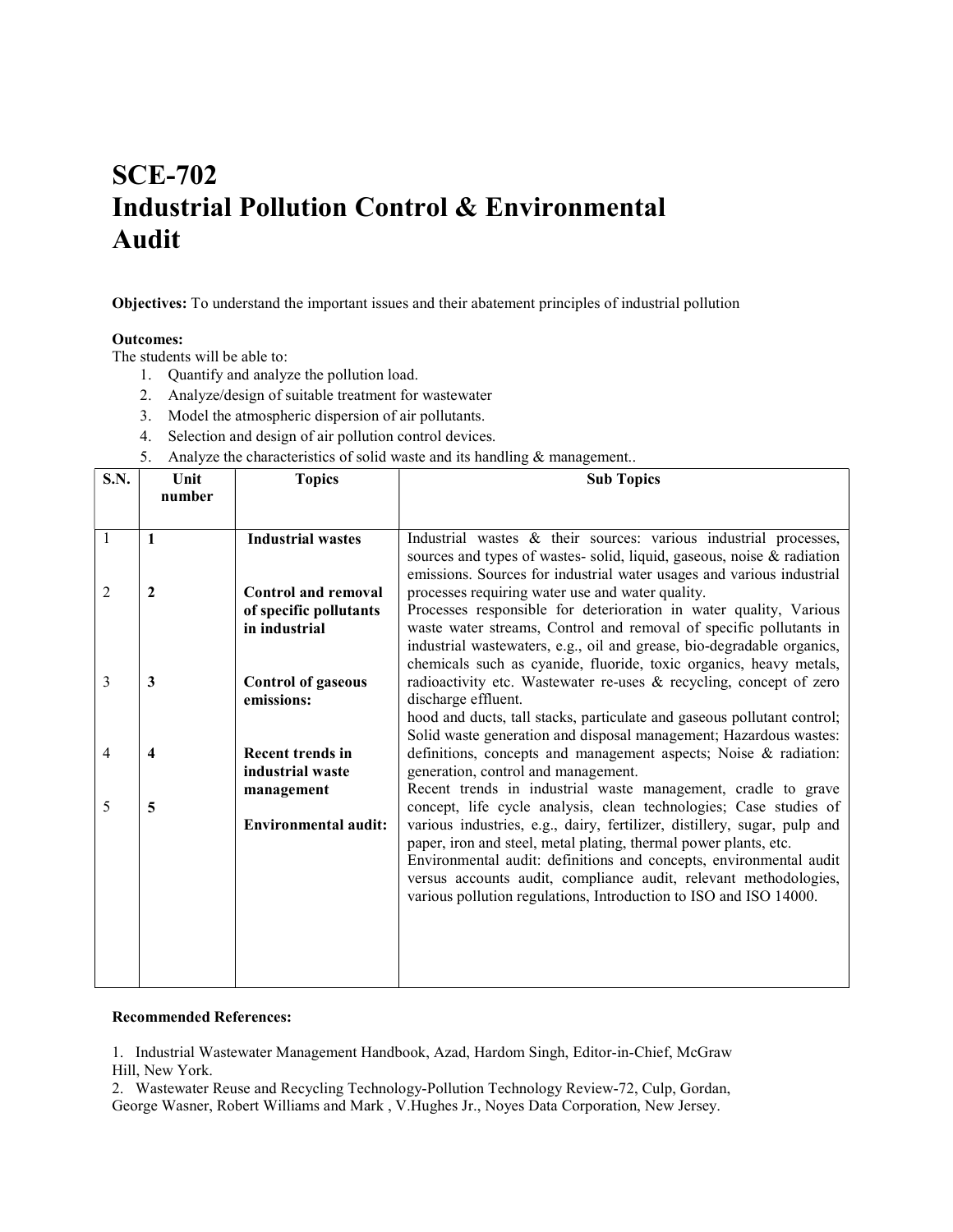# SCE-702
# Industrial Pollution Control & Environmental Audit

**Objectives:** To understand the important issues and their abatement principles of industrial pollution

**Outcomes:**
The students will be able to:

1. Quantify and analyze the pollution load.
2. Analyze/design of suitable treatment for wastewater
3. Model the atmospheric dispersion of air pollutants.
4. Selection and design of air pollution control devices.
5. Analyze the characteristics of solid waste and its handling & management..

| S.N. | Unit number | Topics | Sub Topics |
|---|---|---|---|
| 1 | **1** | **Industrial wastes** | Industrial wastes & their sources: various industrial processes, sources and types of wastes- solid, liquid, gaseous, noise & radiation emissions. Sources for industrial water usages and various industrial processes requiring water use and water quality. |
| 2 | **2** | **Control and removal of specific pollutants in industrial** | Processes responsible for deterioration in water quality, Various waste water streams, Control and removal of specific pollutants in industrial wastewaters, e.g., oil and grease, bio-degradable organics, chemicals such as cyanide, fluoride, toxic organics, heavy metals, radioactivity etc. Wastewater re-uses & recycling, concept of zero discharge effluent. |
| 3 | **3** | **Control of gaseous emissions:** | hood and ducts, tall stacks, particulate and gaseous pollutant control; Solid waste generation and disposal management; Hazardous wastes: definitions, concepts and management aspects; Noise & radiation: generation, control and management. |
| 4 | **4** | **Recent trends in industrial waste management** | Recent trends in industrial waste management, cradle to grave concept, life cycle analysis, clean technologies; Case studies of various industries, e.g., dairy, fertilizer, distillery, sugar, pulp and paper, iron and steel, metal plating, thermal power plants, etc. |
| 5 | **5** | **Environmental audit:** | Environmental audit: definitions and concepts, environmental audit versus accounts audit, compliance audit, relevant methodologies, various pollution regulations, Introduction to ISO and ISO 14000. |

**Recommended References:**

1. Industrial Wastewater Management Handbook, Azad, Hardom Singh, Editor-in-Chief, McGraw Hill, New York.
2. Wastewater Reuse and Recycling Technology-Pollution Technology Review-72, Culp, Gordan, George Wasner, Robert Williams and Mark , V.Hughes Jr., Noyes Data Corporation, New Jersey.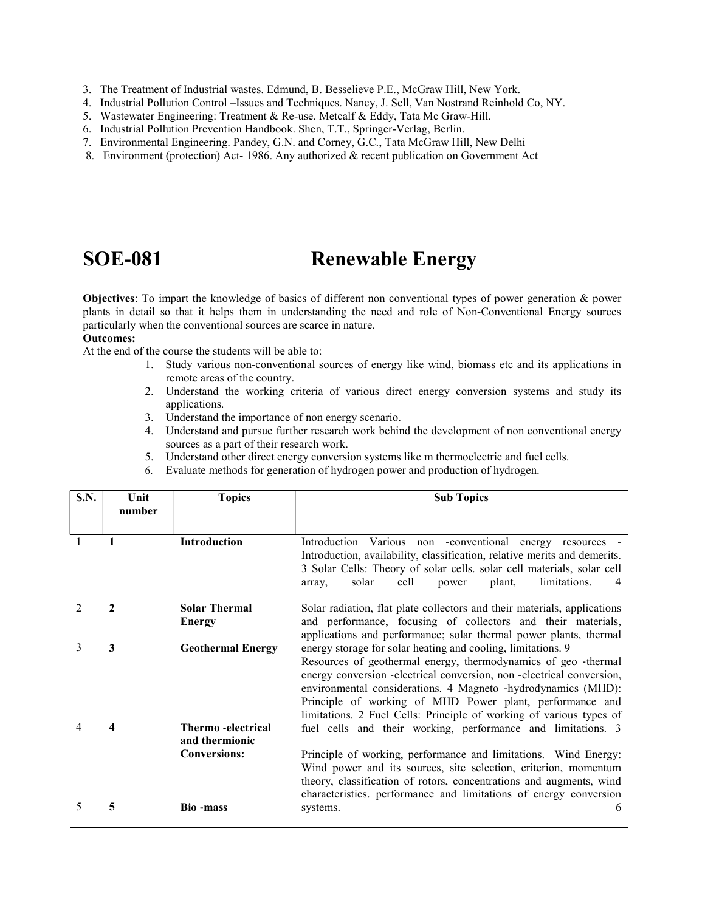3. The Treatment of Industrial wastes. Edmund, B. Besselieve P.E., McGraw Hill, New York.
4. Industrial Pollution Control –Issues and Techniques. Nancy, J. Sell, Van Nostrand Reinhold Co, NY.
5. Wastewater Engineering: Treatment & Re-use. Metcalf & Eddy, Tata Mc Graw-Hill.
6. Industrial Pollution Prevention Handbook. Shen, T.T., Springer-Verlag, Berlin.
7. Environmental Engineering. Pandey, G.N. and Corney, G.C., Tata McGraw Hill, New Delhi
8. Environment (protection) Act- 1986. Any authorized & recent publication on Government Act

# SOE-081 Renewable Energy

**Objectives**: To impart the knowledge of basics of different non conventional types of power generation & power plants in detail so that it helps them in understanding the need and role of Non-Conventional Energy sources particularly when the conventional sources are scarce in nature.

**Outcomes:**

At the end of the course the students will be able to:

1. Study various non-conventional sources of energy like wind, biomass etc and its applications in remote areas of the country.
2. Understand the working criteria of various direct energy conversion systems and study its applications.
3. Understand the importance of non energy scenario.
4. Understand and pursue further research work behind the development of non conventional energy sources as a part of their research work.
5. Understand other direct energy conversion systems like m thermoelectric and fuel cells.
6. Evaluate methods for generation of hydrogen power and production of hydrogen.

| S.N. | Unit number | Topics | Sub Topics |
|---|---|---|---|
| 1 | **1** | **Introduction** | Introduction Various non -conventional energy resources - Introduction, availability, classification, relative merits and demerits. 3 Solar Cells: Theory of solar cells. solar cell materials, solar cell array, solar cell power plant, limitations. 4 |
| 2 | **2** | **Solar Thermal Energy** | Solar radiation, flat plate collectors and their materials, applications and performance, focusing of collectors and their materials, applications and performance; solar thermal power plants, thermal energy storage for solar heating and cooling, limitations. 9 |
| 3 | **3** | **Geothermal Energy** | Resources of geothermal energy, thermodynamics of geo -thermal energy conversion -electrical conversion, non -electrical conversion, environmental considerations. 4 Magneto -hydrodynamics (MHD): Principle of working of MHD Power plant, performance and limitations. 2 Fuel Cells: Principle of working of various types of fuel cells and their working, performance and limitations. 3 |
| 4 | **4** | **Thermo -electrical and thermionic Conversions:** | Principle of working, performance and limitations. Wind Energy: Wind power and its sources, site selection, criterion, momentum theory, classification of rotors, concentrations and augments, wind characteristics. performance and limitations of energy conversion systems. 6 |
| 5 | **5** | **Bio -mass** | |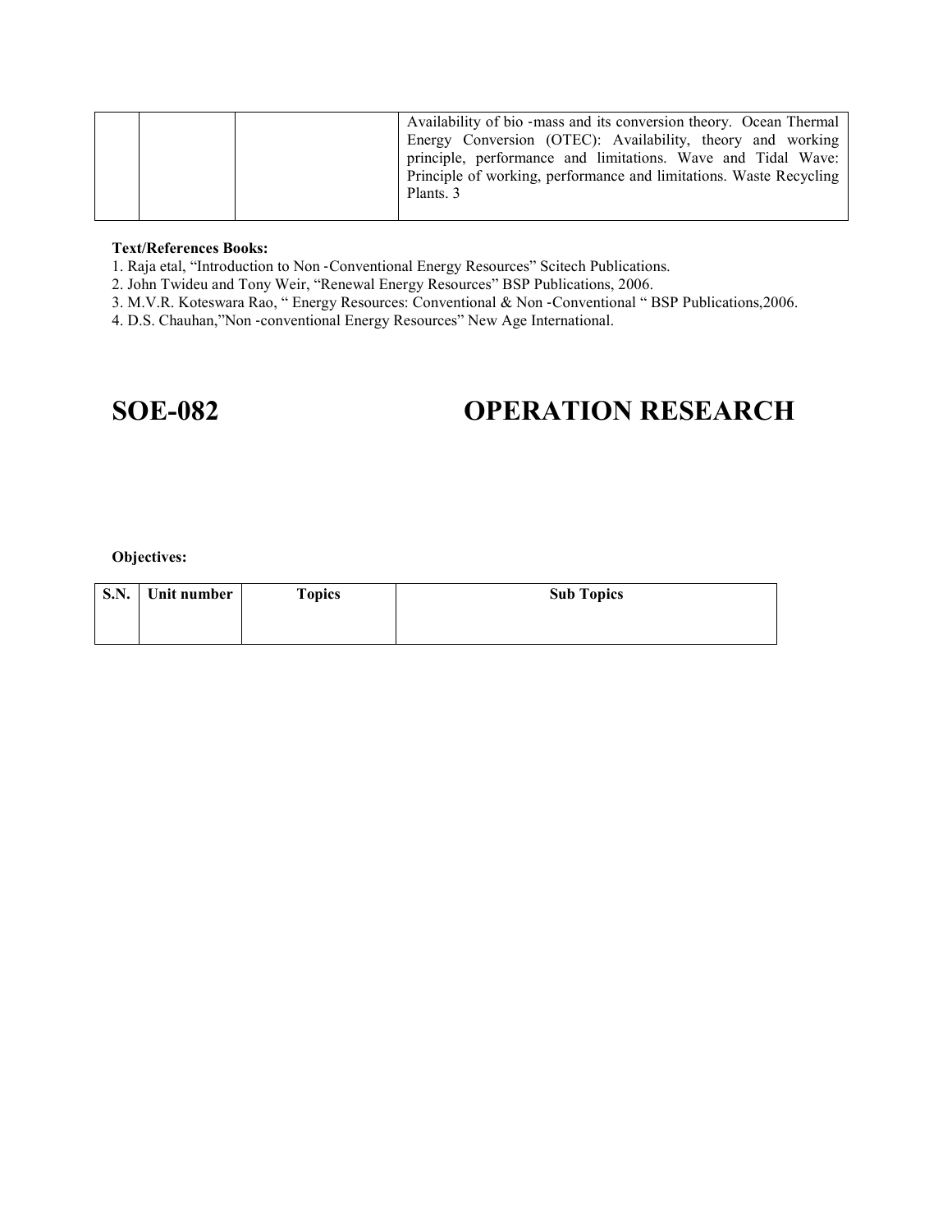| | | | Availability of bio -mass and its conversion theory. Ocean Thermal Energy Conversion (OTEC): Availability, theory and working principle, performance and limitations. Wave and Tidal Wave: Principle of working, performance and limitations. Waste Recycling Plants. 3 |
|---|---|---|---|

**Text/References Books:**

1. Raja etal, "Introduction to Non -Conventional Energy Resources" Scitech Publications.
2. John Twideu and Tony Weir, "Renewal Energy Resources" BSP Publications, 2006.
3. M.V.R. Koteswara Rao, " Energy Resources: Conventional & Non -Conventional " BSP Publications,2006.
4. D.S. Chauhan,"Non -conventional Energy Resources" New Age International.

# SOE-082 OPERATION RESEARCH

**Objectives:**

| S.N. | Unit number | Topics | Sub Topics |
|---|---|---|---|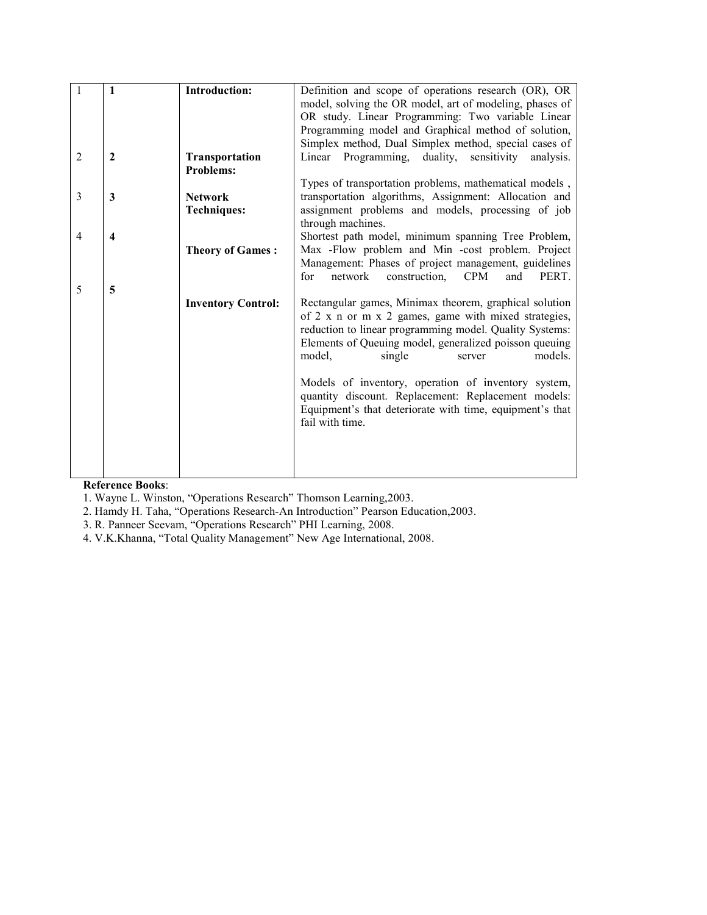| | | | |
|---|---|---|---|
| 1 | **1** | **Introduction:** | Definition and scope of operations research (OR), OR model, solving the OR model, art of modeling, phases of OR study. Linear Programming: Two variable Linear Programming model and Graphical method of solution, Simplex method, Dual Simplex method, special cases of Linear Programming, duality, sensitivity analysis. |
| 2 | **2** | **Transportation Problems:** | Types of transportation problems, mathematical models, transportation algorithms, Assignment: Allocation and assignment problems and models, processing of job through machines. |
| 3 | **3** | **Network Techniques:** | Shortest path model, minimum spanning Tree Problem, Max -Flow problem and Min -cost problem. Project Management: Phases of project management, guidelines for network construction, CPM and PERT. |
| 4 | **4** | **Theory of Games :** | Rectangular games, Minimax theorem, graphical solution of 2 x n or m x 2 games, game with mixed strategies, reduction to linear programming model. Quality Systems: Elements of Queuing model, generalized poisson queuing model, single server models. |
| 5 | **5** | **Inventory Control:** | Models of inventory, operation of inventory system, quantity discount. Replacement: Replacement models: Equipment's that deteriorate with time, equipment's that fail with time. |

**Reference Books**:

1. Wayne L. Winston, "Operations Research" Thomson Learning,2003.
2. Hamdy H. Taha, "Operations Research-An Introduction" Pearson Education,2003.
3. R. Panneer Seevam, "Operations Research" PHI Learning, 2008.
4. V.K.Khanna, "Total Quality Management" New Age International, 2008.